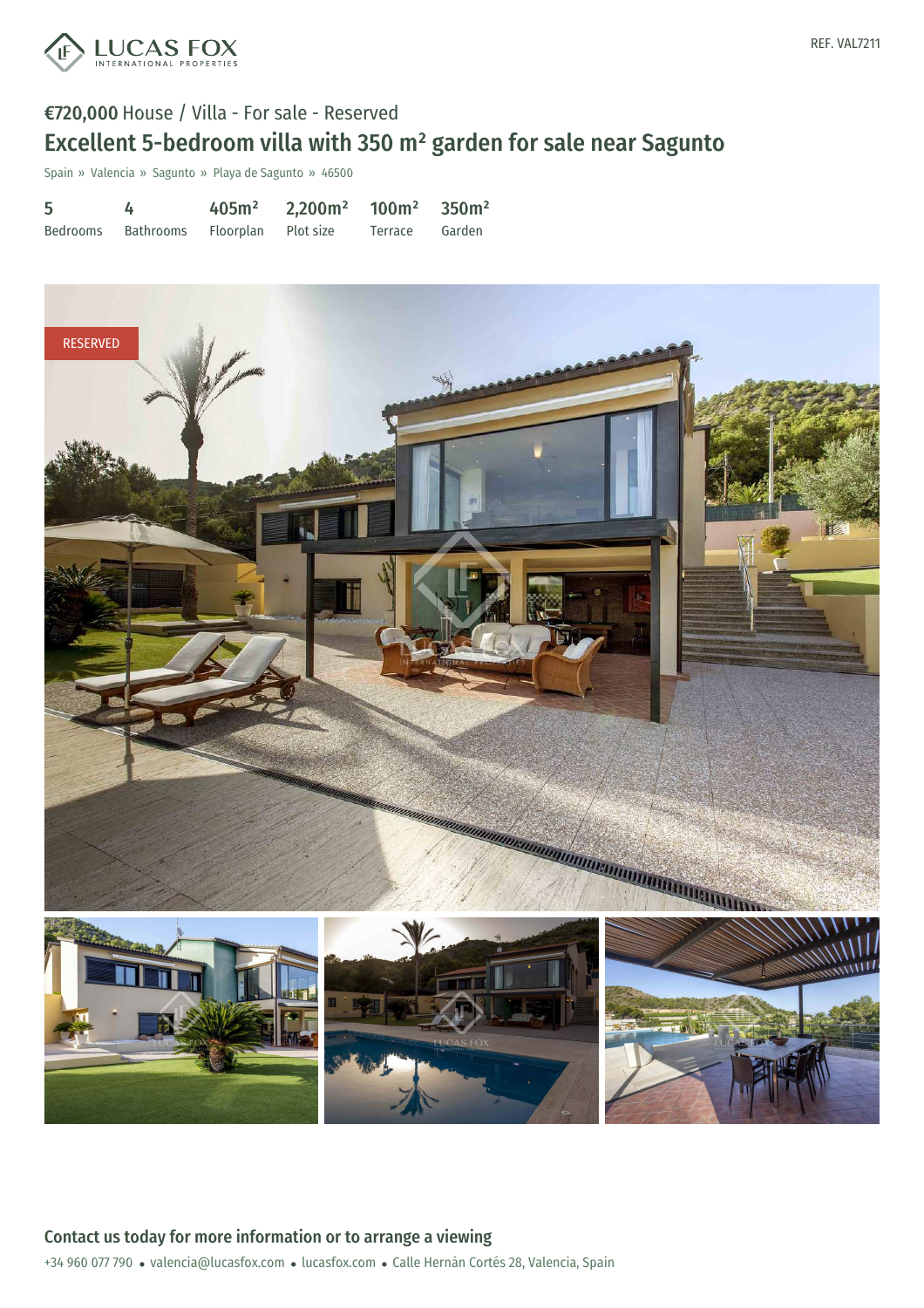REF. VAL7211

€720,000 House / Villa - For sale - Reserved

# Excellent 5-bedroom villa with 350 m² garden for sale near Sagunto

Spain » Valencia » Sagunto » Playa de Sagunto » 46500

| 5 | 4 | 405m² | 2,200m² | 100m² | 350m² |
|---|---|---|---|---|---|
| Bedrooms | Bathrooms | Floorplan | Plot size | Terrace | Garden |

RESERVED

## Contact us today for more information or to arrange a viewing

+34 960 077 790 • valencia@lucasfox.com • lucasfox.com • Calle Hernán Cortés 28, Valencia, Spain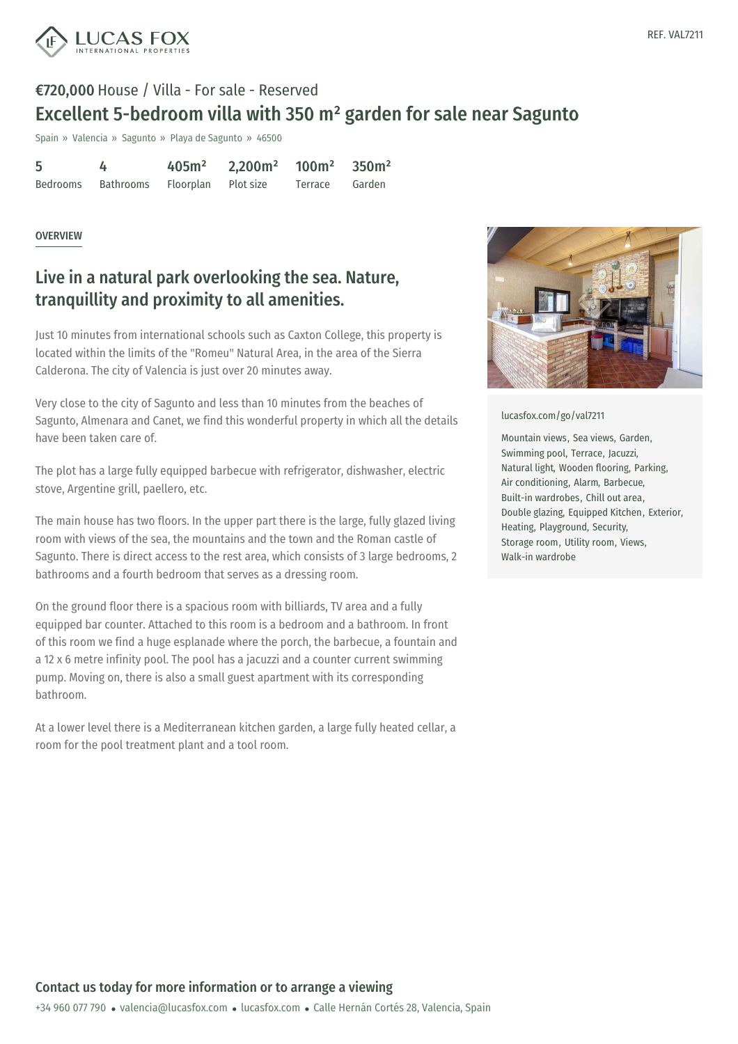REF. VAL7211

**€720,000** House / Villa - For sale - Reserved

# Excellent 5-bedroom villa with 350 m² garden for sale near Sagunto

Spain » Valencia » Sagunto » Playa de Sagunto » 46500

| 5 | 4 | 405m² | 2,200m² | 100m² | 350m² |
|---|---|---|---|---|---|
| Bedrooms | Bathrooms | Floorplan | Plot size | Terrace | Garden |

## OVERVIEW

## Live in a natural park overlooking the sea. Nature, tranquillity and proximity to all amenities.

Just 10 minutes from international schools such as Caxton College, this property is located within the limits of the "Romeu" Natural Area, in the area of the Sierra Calderona. The city of Valencia is just over 20 minutes away.

Very close to the city of Sagunto and less than 10 minutes from the beaches of Sagunto, Almenara and Canet, we find this wonderful property in which all the details have been taken care of.

The plot has a large fully equipped barbecue with refrigerator, dishwasher, electric stove, Argentine grill, paellero, etc.

The main house has two floors. In the upper part there is the large, fully glazed living room with views of the sea, the mountains and the town and the Roman castle of Sagunto. There is direct access to the rest area, which consists of 3 large bedrooms, 2 bathrooms and a fourth bedroom that serves as a dressing room.

On the ground floor there is a spacious room with billiards, TV area and a fully equipped bar counter. Attached to this room is a bedroom and a bathroom. In front of this room we find a huge esplanade where the porch, the barbecue, a fountain and a 12 x 6 metre infinity pool. The pool has a jacuzzi and a counter current swimming pump. Moving on, there is also a small guest apartment with its corresponding bathroom.

At a lower level there is a Mediterranean kitchen garden, a large fully heated cellar, a room for the pool treatment plant and a tool room.

lucasfox.com/go/val7211

Mountain views, Sea views, Garden, Swimming pool, Terrace, Jacuzzi, Natural light, Wooden flooring, Parking, Air conditioning, Alarm, Barbecue, Built-in wardrobes, Chill out area, Double glazing, Equipped Kitchen, Exterior, Heating, Playground, Security, Storage room, Utility room, Views, Walk-in wardrobe

**Contact us today for more information or to arrange a viewing**

+34 960 077 790 • valencia@lucasfox.com • lucasfox.com • Calle Hernán Cortés 28, Valencia, Spain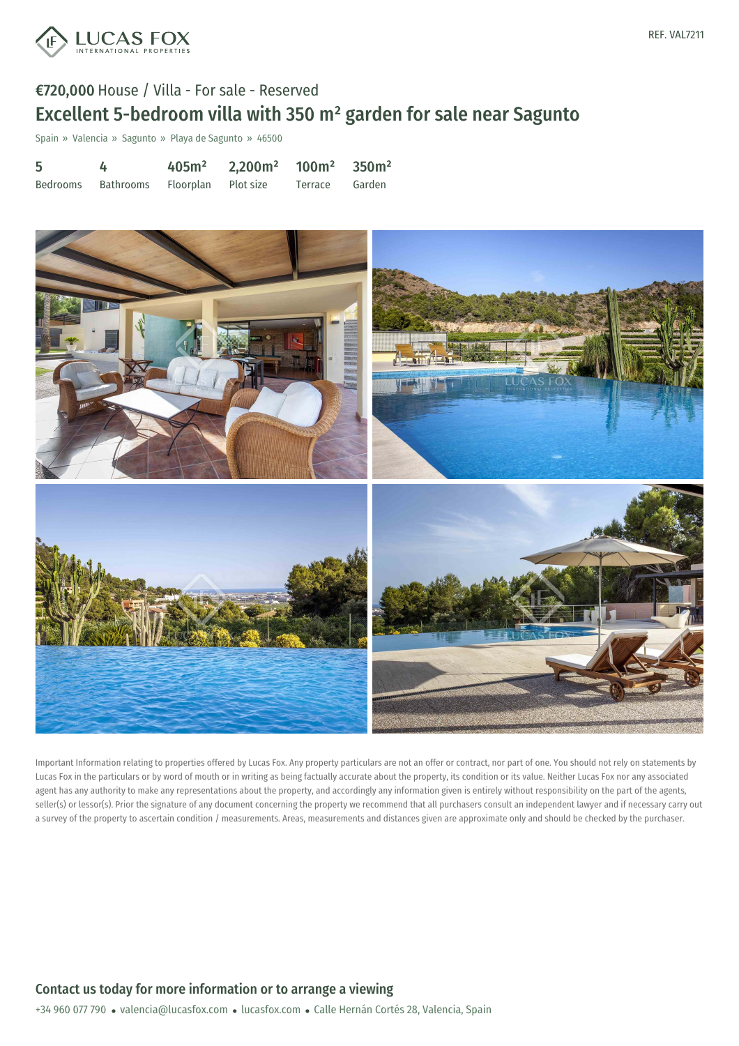€720,000 House / Villa - For sale - Reserved

# Excellent 5-bedroom villa with 350 m² garden for sale near Sagunto

Spain » Valencia » Sagunto » Playa de Sagunto » 46500

| 5 | 4 | 405m² | 2,200m² | 100m² | 350m² |
| --- | --- | --- | --- | --- | --- |
| Bedrooms | Bathrooms | Floorplan | Plot size | Terrace | Garden |

Important Information relating to properties offered by Lucas Fox. Any property particulars are not an offer or contract, nor part of one. You should not rely on statements by Lucas Fox in the particulars or by word of mouth or in writing as being factually accurate about the property, its condition or its value. Neither Lucas Fox nor any associated agent has any authority to make any representations about the property, and accordingly any information given is entirely without responsibility on the part of the agents, seller(s) or lessor(s). Prior the signature of any document concerning the property we recommend that all purchasers consult an independent lawyer and if necessary carry out a survey of the property to ascertain condition / measurements. Areas, measurements and distances given are approximate only and should be checked by the purchaser.

## Contact us today for more information or to arrange a viewing

+34 960 077 790 • valencia@lucasfox.com • lucasfox.com • Calle Hernán Cortés 28, Valencia, Spain